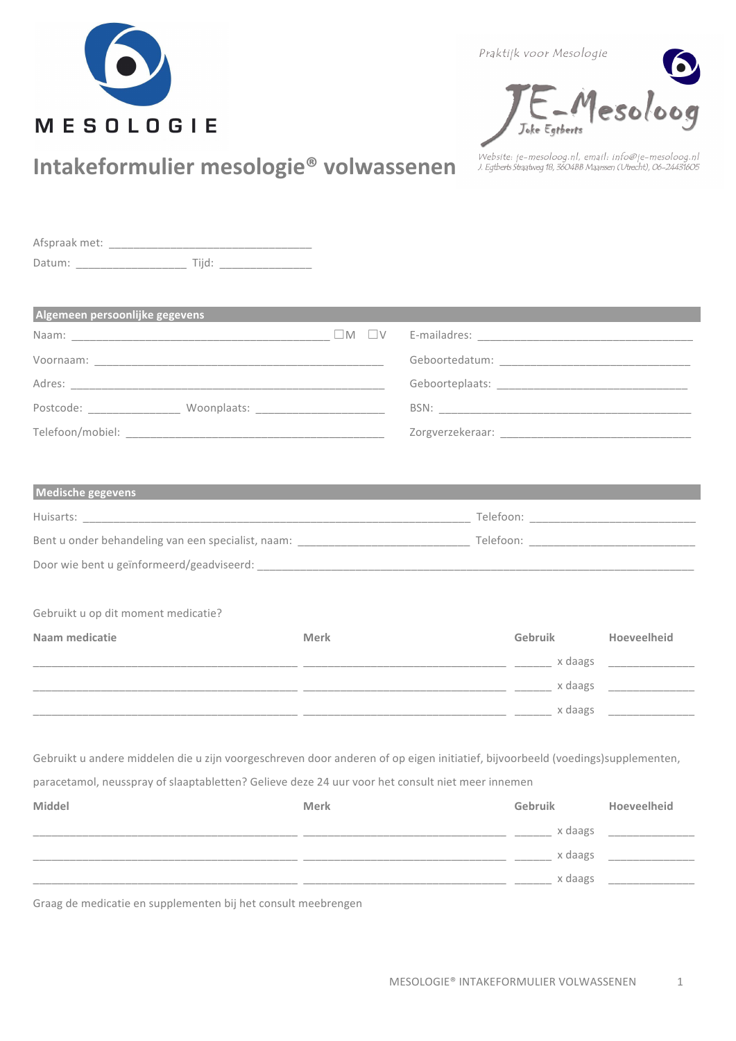MESOLOGIE

Praktijk voor Mesologie

JE-Mesoloog
Joke Egtberts

Website: je-mesoloog.nl, email: info@je-mesoloog.nl
J. Egtberts Straatweg 18, 3604BB Maarssen (Utrecht), 06-24431605

# Intakeformulier mesologie® volwassenen

Afspraak met: ________________________________

Datum: _________________ Tijd: ______________

## Algemeen persoonlijke gegevens

Naam: _________________________________________ ☐M ☐V

Voornaam: ______________________________________________

Adres: _________________________________________________

Postcode: ______________ Woonplaats: ____________________

Telefoon/mobiel: _________________________________________

E-mailadres: _________________________________

Geboortedatum: _______________________________

Geboorteplaats: _______________________________

BSN: _____________________________________

Zorgverzekeraar: ______________________________

## Medische gegevens

Huisarts: ______________________________________________________________ Telefoon: ___________________________

Bent u onder behandeling van een specialist, naam: ___________________________ Telefoon: ___________________________

Door wie bent u geïnformeerd/geadviseerd: ______________________________________________________________________

Gebruikt u op dit moment medicatie?

| Naam medicatie | Merk | Gebruik | Hoeveelheid |
|---|---|---|---|
| ___________________________________________ | _________________________________ | ______ x daags | ______________ |
| ___________________________________________ | _________________________________ | ______ x daags | ______________ |
| ___________________________________________ | _________________________________ | ______ x daags | ______________ |

Gebruikt u andere middelen die u zijn voorgeschreven door anderen of op eigen initiatief, bijvoorbeeld (voedings)supplementen, paracetamol, neusspray of slaaptabletten? Gelieve deze 24 uur voor het consult niet meer innemen

| Middel | Merk | Gebruik | Hoeveelheid |
|---|---|---|---|
| ___________________________________________ | _________________________________ | ______ x daags | ______________ |
| ___________________________________________ | _________________________________ | ______ x daags | ______________ |
| ___________________________________________ | _________________________________ | ______ x daags | ______________ |

Graag de medicatie en supplementen bij het consult meebrengen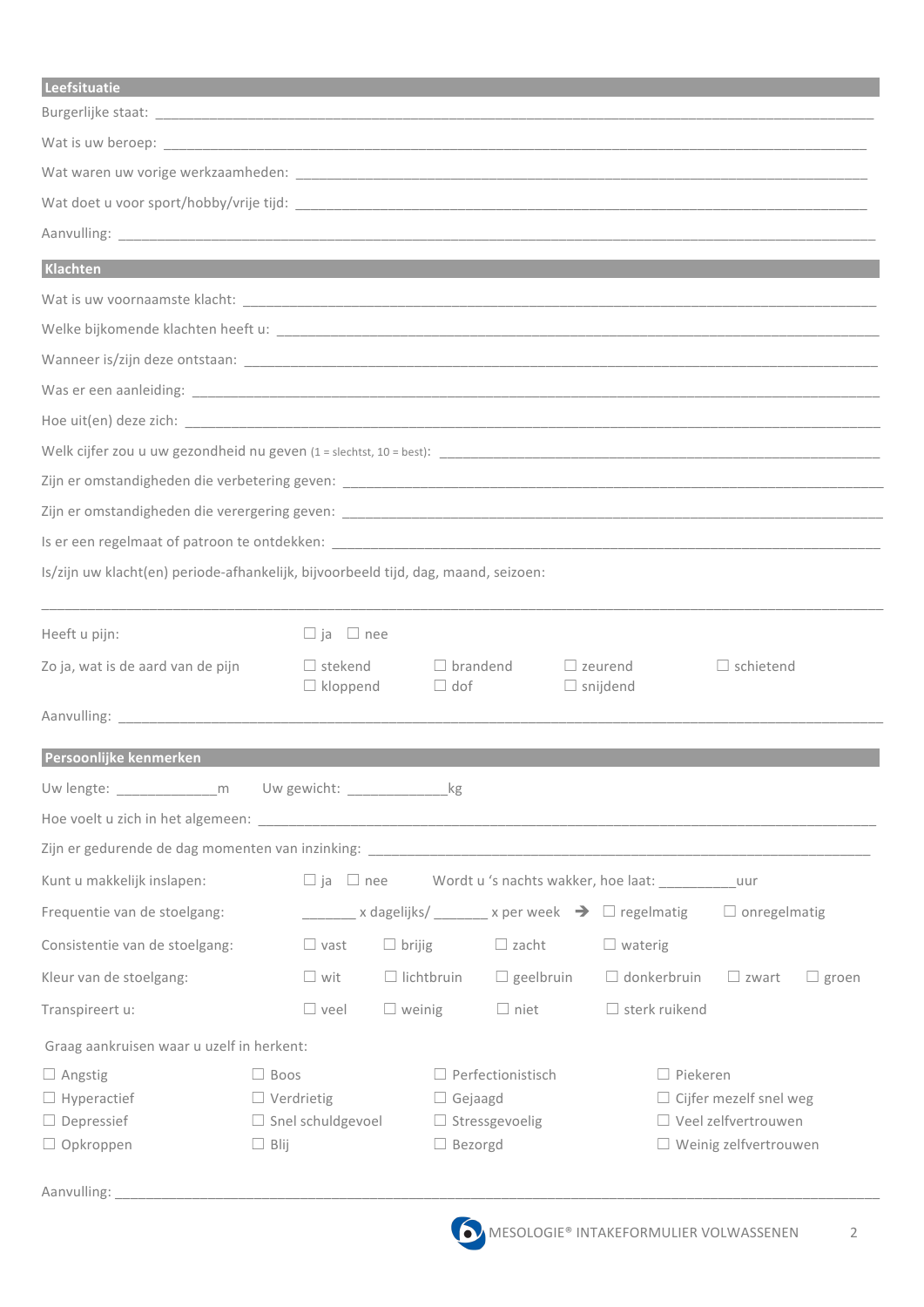## Leefsituatie

Burgerlijke staat: ____________________________________________

Wat is uw beroep: ____________________________________________

Wat waren uw vorige werkzaamheden: ____________________________________________

Wat doet u voor sport/hobby/vrije tijd: ____________________________________________

Aanvulling: ____________________________________________

## Klachten

Wat is uw voornaamste klacht: ____________________________________________

Welke bijkomende klachten heeft u: ____________________________________________

Wanneer is/zijn deze ontstaan: ____________________________________________

Was er een aanleiding: ____________________________________________

Hoe uit(en) deze zich: ____________________________________________

Welk cijfer zou u uw gezondheid nu geven (1 = slechtst, 10 = best): ____________________________________________

Zijn er omstandigheden die verbetering geven: ____________________________________________

Zijn er omstandigheden die verergering geven: ____________________________________________

Is er een regelmaat of patroon te ontdekken: ____________________________________________

Is/zijn uw klacht(en) periode-afhankelijk, bijvoorbeeld tijd, dag, maand, seizoen:

____________________________________________

Heeft u pijn: ☐ ja ☐ nee

Zo ja, wat is de aard van de pijn: ☐ stekend ☐ brandend ☐ zeurend ☐ schietend ☐ kloppend ☐ dof ☐ snijdend

Aanvulling: ____________________________________________

## Persoonlijke kenmerken

Uw lengte: ____________m Uw gewicht: ____________kg

Hoe voelt u zich in het algemeen: ____________________________________________

Zijn er gedurende de dag momenten van inzinking: ____________________________________________

Kunt u makkelijk inslapen: ☐ ja ☐ nee Wordt u 's nachts wakker, hoe laat: __________uur

Frequentie van de stoelgang: _______ x dagelijks/ _______ x per week → ☐ regelmatig ☐ onregelmatig

Consistentie van de stoelgang: ☐ vast ☐ brijig ☐ zacht ☐ waterig

Kleur van de stoelgang: ☐ wit ☐ lichtbruin ☐ geelbruin ☐ donkerbruin ☐ zwart ☐ groen

Transpireert u: ☐ veel ☐ weinig ☐ niet ☐ sterk ruikend

Graag aankruisen waar u uzelf in herkent:

| | | | |
|---|---|---|---|
| ☐ Angstig | ☐ Boos | ☐ Perfectionistisch | ☐ Piekeren |
| ☐ Hyperactief | ☐ Verdrietig | ☐ Gejaagd | ☐ Cijfer mezelf snel weg |
| ☐ Depressief | ☐ Snel schuldgevoel | ☐ Stressgevoelig | ☐ Veel zelfvertrouwen |
| ☐ Opkroppen | ☐ Blij | ☐ Bezorgd | ☐ Weinig zelfvertrouwen |

Aanvulling: ____________________________________________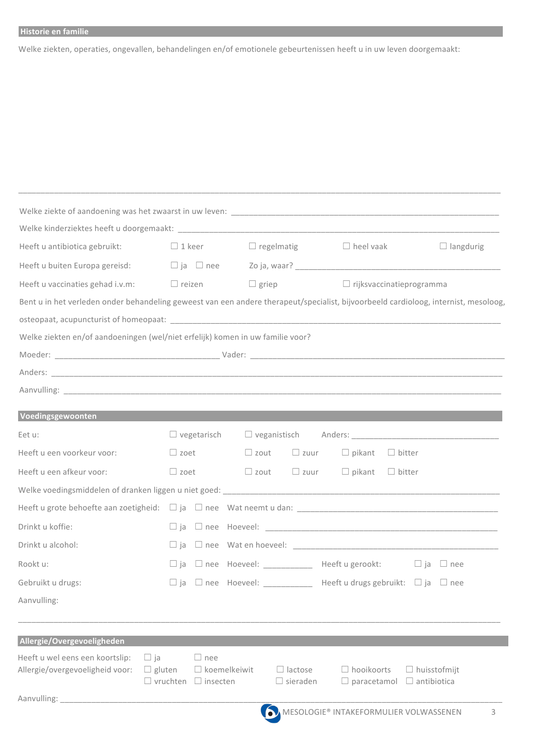## Historie en familie

Welke ziekten, operaties, ongevallen, behandelingen en/of emotionele gebeurtenissen heeft u in uw leven doorgemaakt:

\_\_\_\_\_\_\_\_\_\_\_\_\_\_\_\_\_\_\_\_\_\_\_\_\_\_\_\_\_\_\_\_\_\_\_\_\_\_\_\_\_\_\_\_\_\_\_\_\_\_\_\_\_\_\_\_\_\_\_\_\_\_\_\_\_\_\_\_\_\_\_\_\_\_\_\_\_\_\_\_

Welke ziekte of aandoening was het zwaarst in uw leven: \_\_\_\_\_\_\_\_\_\_\_\_\_\_\_\_\_\_\_\_\_\_\_\_\_\_\_\_\_\_\_\_\_\_\_\_\_\_\_\_\_\_\_\_

Welke kinderziektes heeft u doorgemaakt: \_\_\_\_\_\_\_\_\_\_\_\_\_\_\_\_\_\_\_\_\_\_\_\_\_\_\_\_\_\_\_\_\_\_\_\_\_\_\_\_\_\_\_\_\_\_\_\_\_\_\_\_

Heeft u antibiotica gebruikt: ☐ 1 keer ☐ regelmatig ☐ heel vaak ☐ langdurig

Heeft u buiten Europa gereisd: ☐ ja ☐ nee Zo ja, waar? \_\_\_\_\_\_\_\_\_\_\_\_\_\_\_\_\_\_\_\_\_\_\_\_\_\_\_\_\_\_\_\_\_\_\_\_\_\_\_\_

Heeft u vaccinaties gehad i.v.m: ☐ reizen ☐ griep ☐ rijksvaccinatieprogramma

Bent u in het verleden onder behandeling geweest van een andere therapeut/specialist, bijvoorbeeld cardioloog, internist, mesoloog, osteopaat, acupuncturist of homeopaat: \_\_\_\_\_\_\_\_\_\_\_\_\_\_\_\_\_\_\_\_\_\_\_\_\_\_\_\_\_\_\_\_\_\_\_\_\_\_\_\_\_\_\_\_\_\_\_\_\_\_\_\_\_\_

Welke ziekten en/of aandoeningen (wel/niet erfelijk) komen in uw familie voor?

Moeder: \_\_\_\_\_\_\_\_\_\_\_\_\_\_\_\_\_\_\_\_\_\_\_\_\_\_\_\_\_\_\_\_ Vader: \_\_\_\_\_\_\_\_\_\_\_\_\_\_\_\_\_\_\_\_\_\_\_\_\_\_\_\_\_\_\_\_\_\_\_\_\_\_\_\_\_\_\_\_\_\_

Anders: \_\_\_\_\_\_\_\_\_\_\_\_\_\_\_\_\_\_\_\_\_\_\_\_\_\_\_\_\_\_\_\_\_\_\_\_\_\_\_\_\_\_\_\_\_\_\_\_\_\_\_\_\_\_\_\_\_\_\_\_\_\_\_\_\_\_\_\_\_\_\_\_\_\_\_\_\_\_\_\_

Aanvulling: \_\_\_\_\_\_\_\_\_\_\_\_\_\_\_\_\_\_\_\_\_\_\_\_\_\_\_\_\_\_\_\_\_\_\_\_\_\_\_\_\_\_\_\_\_\_\_\_\_\_\_\_\_\_\_\_\_\_\_\_\_\_\_\_\_\_\_\_\_\_\_\_\_\_\_\_\_

## Voedingsgewoonten

Eet u: ☐ vegetarisch ☐ veganistisch Anders: \_\_\_\_\_\_\_\_\_\_\_\_\_\_\_\_\_\_\_\_\_\_\_\_\_\_\_\_

Heeft u een voorkeur voor: ☐ zoet ☐ zout ☐ zuur ☐ pikant ☐ bitter

Heeft u een afkeur voor: ☐ zoet ☐ zout ☐ zuur ☐ pikant ☐ bitter

Welke voedingsmiddelen of dranken liggen u niet goed: \_\_\_\_\_\_\_\_\_\_\_\_\_\_\_\_\_\_\_\_\_\_\_\_\_\_\_\_\_\_\_\_\_\_\_\_\_\_\_\_\_\_\_\_\_\_

Heeft u grote behoefte aan zoetigheid: ☐ ja ☐ nee Wat neemt u dan: \_\_\_\_\_\_\_\_\_\_\_\_\_\_\_\_\_\_\_\_\_\_\_\_\_\_\_\_\_\_\_\_\_\_\_\_\_\_

Drinkt u koffie: ☐ ja ☐ nee Hoeveel: \_\_\_\_\_\_\_\_\_\_\_\_\_\_\_\_\_\_\_\_\_\_\_\_\_\_\_\_\_\_\_\_\_\_\_\_\_\_\_\_\_\_\_\_\_\_

Drinkt u alcohol: ☐ ja ☐ nee Wat en hoeveel: \_\_\_\_\_\_\_\_\_\_\_\_\_\_\_\_\_\_\_\_\_\_\_\_\_\_\_\_\_\_\_\_\_\_\_\_\_\_\_\_

Rookt u: ☐ ja ☐ nee Hoeveel: \_\_\_\_\_\_\_\_\_ Heeft u gerookt: ☐ ja ☐ nee

Gebruikt u drugs: ☐ ja ☐ nee Hoeveel: \_\_\_\_\_\_\_\_\_ Heeft u drugs gebruikt: ☐ ja ☐ nee

Aanvulling:

\_\_\_\_\_\_\_\_\_\_\_\_\_\_\_\_\_\_\_\_\_\_\_\_\_\_\_\_\_\_\_\_\_\_\_\_\_\_\_\_\_\_\_\_\_\_\_\_\_\_\_\_\_\_\_\_\_\_\_\_\_\_\_\_\_\_\_\_\_\_\_\_\_\_\_\_\_\_\_\_

## Allergie/Overgevoeligheden

Heeft u wel eens een koortslip: ☐ ja ☐ nee

Allergie/overgevoeligheid voor: ☐ gluten ☐ koemelkeiwit ☐ lactose ☐ hooikoorts ☐ huisstofmijt ☐ vruchten ☐ insecten ☐ sieraden ☐ paracetamol ☐ antibiotica

Aanvulling: \_\_\_\_\_\_\_\_\_\_\_\_\_\_\_\_\_\_\_\_\_\_\_\_\_\_\_\_\_\_\_\_\_\_\_\_\_\_\_\_\_\_\_\_\_\_\_\_\_\_\_\_\_\_\_\_\_\_\_\_\_\_\_\_\_\_\_\_\_\_\_\_\_\_\_\_\_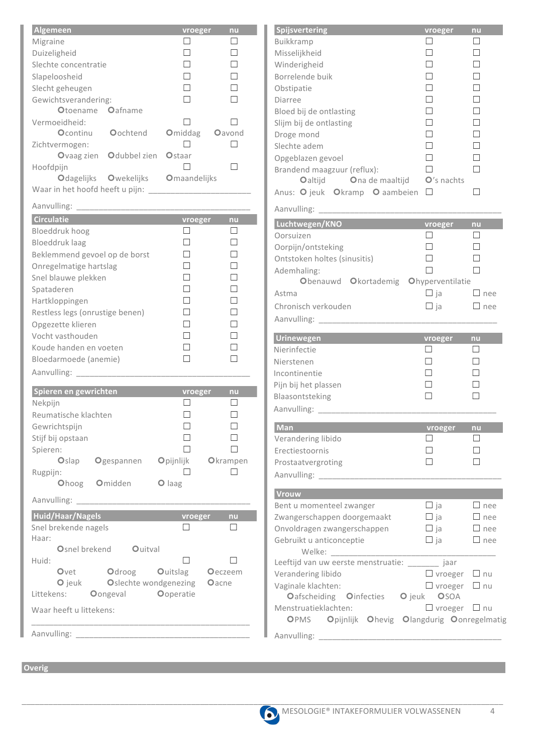| Algemeen | vroeger | nu |
|---|---|---|
| Migraine | ☐ | ☐ |
| Duizeligheid | ☐ | ☐ |
| Slechte concentratie | ☐ | ☐ |
| Slapeloosheid | ☐ | ☐ |
| Slecht geheugen | ☐ | ☐ |
| Gewichtsverandering: | ☐ | ☐ |
| O toename  O afname | | |
| Vermoeidheid: | ☐ | ☐ |
| O continu  O ochtend  O middag  O avond | | |
| Zichtvermogen: | ☐ | ☐ |
| O vaag zien  O dubbel zien  O staar | | |
| Hoofdpijn | ☐ | ☐ |
| O dagelijks  O wekelijks  O maandelijks | | |
| Waar in het hoofd heeft u pijn: ____________________ | | |

Aanvulling: ________________________________________

| Circulatie | vroeger | nu |
|---|---|---|
| Bloeddruk hoog | ☐ | ☐ |
| Bloeddruk laag | ☐ | ☐ |
| Beklemmend gevoel op de borst | ☐ | ☐ |
| Onregelmatige hartslag | ☐ | ☐ |
| Snel blauwe plekken | ☐ | ☐ |
| Spataderen | ☐ | ☐ |
| Hartkloppingen | ☐ | ☐ |
| Restless legs (onrustige benen) | ☐ | ☐ |
| Opgezette klieren | ☐ | ☐ |
| Vocht vasthouden | ☐ | ☐ |
| Koude handen en voeten | ☐ | ☐ |
| Bloedarmoede (anemie) | ☐ | ☐ |

Aanvulling: ________________________________________

| Spieren en gewrichten | vroeger | nu |
|---|---|---|
| Nekpijn | ☐ | ☐ |
| Reumatische klachten | ☐ | ☐ |
| Gewrichtspijn | ☐ | ☐ |
| Stijf bij opstaan | ☐ | ☐ |
| Spieren: | ☐ | ☐ |
| O slap  O gespannen  O pijnlijk  O krampen | | |
| Rugpijn: | ☐ | ☐ |
| O hoog  O midden  O laag | | |

Aanvulling: ________________________________________

| Huid/Haar/Nagels | vroeger | nu |
|---|---|---|
| Snel brekende nagels | ☐ | ☐ |
| Haar: | | |
| O snel brekend  O uitval | | |
| Huid: | ☐ | ☐ |
| O vet  O droog  O uitslag  O eczeem | | |
| O jeuk  O slechte wondgenezing  O acne | | |
| Littekens:  O ongeval  O operatie | | |

Waar heeft u littekens:

________________________________________

Aanvulling: ________________________________________

| Spijsvertering | vroeger | nu |
|---|---|---|
| Buikkramp | ☐ | ☐ |
| Misselijkheid | ☐ | ☐ |
| Winderigheid | ☐ | ☐ |
| Borrelende buik | ☐ | ☐ |
| Obstipatie | ☐ | ☐ |
| Diarree | ☐ | ☐ |
| Bloed bij de ontlasting | ☐ | ☐ |
| Slijm bij de ontlasting | ☐ | ☐ |
| Droge mond | ☐ | ☐ |
| Slechte adem | ☐ | ☐ |
| Opgeblazen gevoel | ☐ | ☐ |
| Brandend maagzuur (reflux): | ☐ | ☐ |
| O altijd  O na de maaltijd  O 's nachts | | |
| Anus: O jeuk  O kramp  O aambeien | ☐ | ☐ |

Aanvulling: ________________________________________

| Luchtwegen/KNO | vroeger | nu |
|---|---|---|
| Oorsuizen | ☐ | ☐ |
| Oorpijn/ontsteking | ☐ | ☐ |
| Ontstoken holtes (sinusitis) | ☐ | ☐ |
| Ademhaling: | ☐ | ☐ |
| O benauwd  O kortademig  O hyperventilatie | | |
| Astma | ☐ ja | ☐ nee |
| Chronisch verkouden | ☐ ja | ☐ nee |

Aanvulling: ________________________________________

| Urinewegen | vroeger | nu |
|---|---|---|
| Nierinfectie | ☐ | ☐ |
| Nierstenen | ☐ | ☐ |
| Incontinentie | ☐ | ☐ |
| Pijn bij het plassen | ☐ | ☐ |
| Blaasontsteking | ☐ | ☐ |

Aanvulling: ________________________________________

| Man | vroeger | nu |
|---|---|---|
| Verandering libido | ☐ | ☐ |
| Erectiestoornis | ☐ | ☐ |
| Prostaatvergroting | ☐ | ☐ |

Aanvulling: ________________________________________

| Vrouw | | |
|---|---|---|
| Bent u momenteel zwanger | ☐ ja | ☐ nee |
| Zwangerschappen doorgemaakt | ☐ ja | ☐ nee |
| Onvoldragen zwangerschappen | ☐ ja | ☐ nee |
| Gebruikt u anticonceptie | ☐ ja | ☐ nee |
| Welke: ______________________________ | | |
| Leeftijd van uw eerste menstruatie: _______ jaar | | |
| Verandering libido | ☐ vroeger | ☐ nu |
| Vaginale klachten: | ☐ vroeger | ☐ nu |
| O afscheiding  O infecties  O jeuk  O SOA | | |
| Menstruatieklachten: | ☐ vroeger | ☐ nu |
| O PMS  O pijnlijk  O hevig  O langdurig  O onregelmatig | | |

Aanvulling: ________________________________________

## Overig